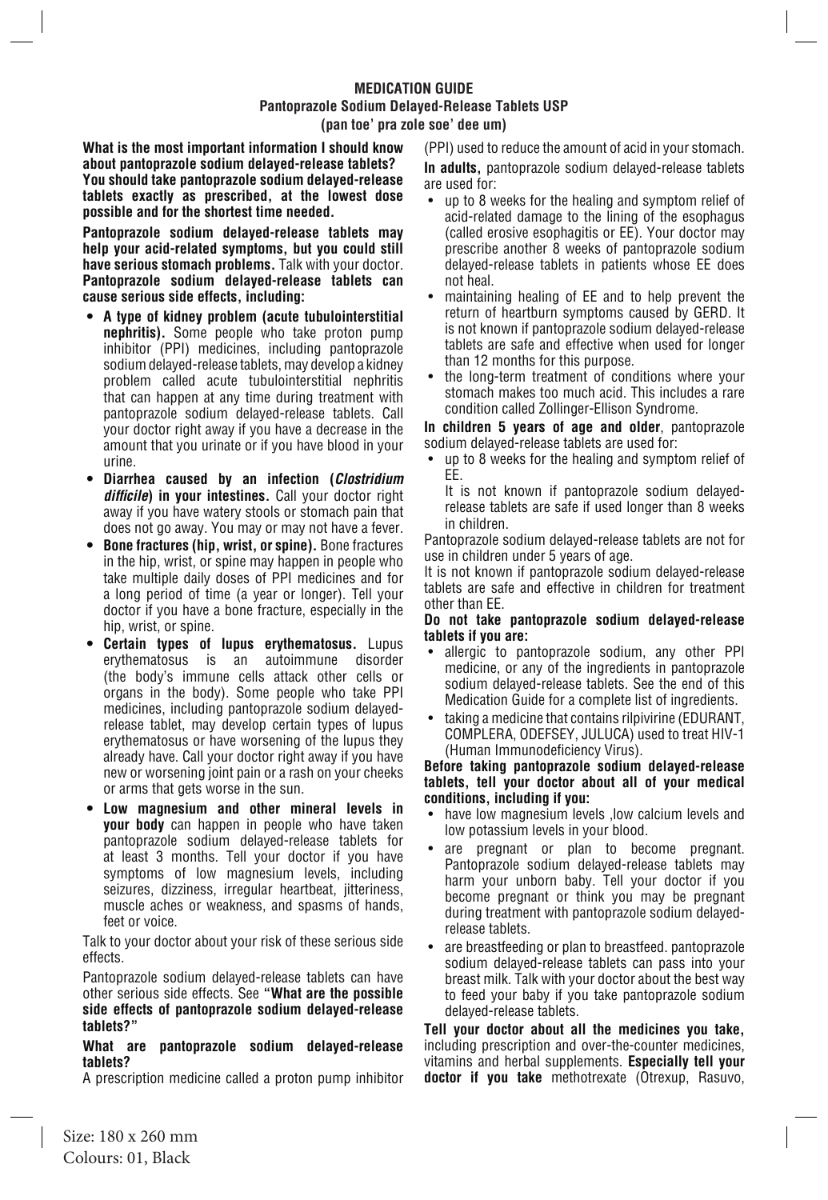# MEDICATION GUIDE
## Pantoprazole Sodium Delayed-Release Tablets USP
### (pan toe' pra zole soe' dee um)

**What is the most important information I should know about pantoprazole sodium delayed-release tablets?**
**You should take pantoprazole sodium delayed-release tablets exactly as prescribed, at the lowest dose possible and for the shortest time needed.**

**Pantoprazole sodium delayed-release tablets may help your acid-related symptoms, but you could still have serious stomach problems.** Talk with your doctor.
**Pantoprazole sodium delayed-release tablets can cause serious side effects, including:**

- **A type of kidney problem (acute tubulointerstitial nephritis).** Some people who take proton pump inhibitor (PPI) medicines, including pantoprazole sodium delayed-release tablets, may develop a kidney problem called acute tubulointerstitial nephritis that can happen at any time during treatment with pantoprazole sodium delayed-release tablets. Call your doctor right away if you have a decrease in the amount that you urinate or if you have blood in your urine.
- **Diarrhea caused by an infection (*Clostridium difficile*) in your intestines.** Call your doctor right away if you have watery stools or stomach pain that does not go away. You may or may not have a fever.
- **Bone fractures (hip, wrist, or spine).** Bone fractures in the hip, wrist, or spine may happen in people who take multiple daily doses of PPI medicines and for a long period of time (a year or longer). Tell your doctor if you have a bone fracture, especially in the hip, wrist, or spine.
- **Certain types of lupus erythematosus.** Lupus erythematosus is an autoimmune disorder (the body's immune cells attack other cells or organs in the body). Some people who take PPI medicines, including pantoprazole sodium delayed-release tablet, may develop certain types of lupus erythematosus or have worsening of the lupus they already have. Call your doctor right away if you have new or worsening joint pain or a rash on your cheeks or arms that gets worse in the sun.
- **Low magnesium and other mineral levels in your body** can happen in people who have taken pantoprazole sodium delayed-release tablets for at least 3 months. Tell your doctor if you have symptoms of low magnesium levels, including seizures, dizziness, irregular heartbeat, jitteriness, muscle aches or weakness, and spasms of hands, feet or voice.

Talk to your doctor about your risk of these serious side effects.

Pantoprazole sodium delayed-release tablets can have other serious side effects. See **"What are the possible side effects of pantoprazole sodium delayed-release tablets?"**

**What are pantoprazole sodium delayed-release tablets?**
A prescription medicine called a proton pump inhibitor (PPI) used to reduce the amount of acid in your stomach.

**In adults,** pantoprazole sodium delayed-release tablets are used for:

- up to 8 weeks for the healing and symptom relief of acid-related damage to the lining of the esophagus (called erosive esophagitis or EE). Your doctor may prescribe another 8 weeks of pantoprazole sodium delayed-release tablets in patients whose EE does not heal.
- maintaining healing of EE and to help prevent the return of heartburn symptoms caused by GERD. It is not known if pantoprazole sodium delayed-release tablets are safe and effective when used for longer than 12 months for this purpose.
- the long-term treatment of conditions where your stomach makes too much acid. This includes a rare condition called Zollinger-Ellison Syndrome.

**In children 5 years of age and older**, pantoprazole sodium delayed-release tablets are used for:

- up to 8 weeks for the healing and symptom relief of EE.
  It is not known if pantoprazole sodium delayed-release tablets are safe if used longer than 8 weeks in children.

Pantoprazole sodium delayed-release tablets are not for use in children under 5 years of age.
It is not known if pantoprazole sodium delayed-release tablets are safe and effective in children for treatment other than EE.

**Do not take pantoprazole sodium delayed-release tablets if you are:**

- allergic to pantoprazole sodium, any other PPI medicine, or any of the ingredients in pantoprazole sodium delayed-release tablets. See the end of this Medication Guide for a complete list of ingredients.
- taking a medicine that contains rilpivirine (EDURANT, COMPLERA, ODEFSEY, JULUCA) used to treat HIV-1 (Human Immunodeficiency Virus).

**Before taking pantoprazole sodium delayed-release tablets, tell your doctor about all of your medical conditions, including if you:**

- have low magnesium levels ,low calcium levels and low potassium levels in your blood.
- are pregnant or plan to become pregnant. Pantoprazole sodium delayed-release tablets may harm your unborn baby. Tell your doctor if you become pregnant or think you may be pregnant during treatment with pantoprazole sodium delayed-release tablets.
- are breastfeeding or plan to breastfeed. pantoprazole sodium delayed-release tablets can pass into your breast milk. Talk with your doctor about the best way to feed your baby if you take pantoprazole sodium delayed-release tablets.

**Tell your doctor about all the medicines you take,** including prescription and over-the-counter medicines, vitamins and herbal supplements. **Especially tell your doctor if you take** methotrexate (Otrexup, Rasuvo,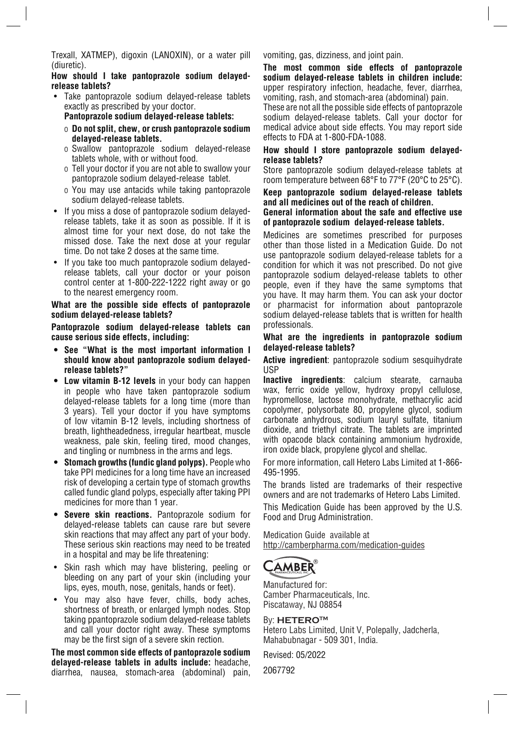Trexall, XATMEP), digoxin (LANOXIN), or a water pill (diuretic).

**How should I take pantoprazole sodium delayed-release tablets?**

- Take pantoprazole sodium delayed-release tablets exactly as prescribed by your doctor.
  **Pantoprazole sodium delayed-release tablets:**
  - o **Do not split, chew, or crush pantoprazole sodium delayed-release tablets.**
  - o Swallow pantoprazole sodium delayed-release tablets whole, with or without food.
  - o Tell your doctor if you are not able to swallow your pantoprazole sodium delayed-release tablet.
  - o You may use antacids while taking pantoprazole sodium delayed-release tablets.
- If you miss a dose of pantoprazole sodium delayed-release tablets, take it as soon as possible. If it is almost time for your next dose, do not take the missed dose. Take the next dose at your regular time. Do not take 2 doses at the same time.
- If you take too much pantoprazole sodium delayed-release tablets, call your doctor or your poison control center at 1-800-222-1222 right away or go to the nearest emergency room.

**What are the possible side effects of pantoprazole sodium delayed-release tablets?**

**Pantoprazole sodium delayed-release tablets can cause serious side effects, including:**

- **See "What is the most important information I should know about pantoprazole sodium delayed-release tablets?"**
- **Low vitamin B-12 levels** in your body can happen in people who have taken pantoprazole sodium delayed-release tablets for a long time (more than 3 years). Tell your doctor if you have symptoms of low vitamin B-12 levels, including shortness of breath, lightheadedness, irregular heartbeat, muscle weakness, pale skin, feeling tired, mood changes, and tingling or numbness in the arms and legs.
- **Stomach growths (fundic gland polyps).** People who take PPI medicines for a long time have an increased risk of developing a certain type of stomach growths called fundic gland polyps, especially after taking PPI medicines for more than 1 year.
- **Severe skin reactions.** Pantoprazole sodium for delayed-release tablets can cause rare but severe skin reactions that may affect any part of your body. These serious skin reactions may need to be treated in a hospital and may be life threatening:
- Skin rash which may have blistering, peeling or bleeding on any part of your skin (including your lips, eyes, mouth, nose, genitals, hands or feet).
- You may also have fever, chills, body aches, shortness of breath, or enlarged lymph nodes. Stop taking ppantoprazole sodium delayed-release tablets and call your doctor right away. These symptoms may be the first sign of a severe skin rection.

**The most common side effects of pantoprazole sodium delayed-release tablets in adults include:** headache, diarrhea, nausea, stomach-area (abdominal) pain, vomiting, gas, dizziness, and joint pain.

**The most common side effects of pantoprazole sodium delayed-release tablets in children include:** upper respiratory infection, headache, fever, diarrhea, vomiting, rash, and stomach-area (abdominal) pain.

These are not all the possible side effects of pantoprazole sodium delayed-release tablets. Call your doctor for medical advice about side effects. You may report side effects to FDA at 1-800-FDA-1088.

**How should I store pantoprazole sodium delayed-release tablets?**

Store pantoprazole sodium delayed-release tablets at room temperature between 68°F to 77°F (20°C to 25°C).

**Keep pantoprazole sodium delayed-release tablets and all medicines out of the reach of children.**

**General information about the safe and effective use of pantoprazole sodium delayed-release tablets.**

Medicines are sometimes prescribed for purposes other than those listed in a Medication Guide. Do not use pantoprazole sodium delayed-release tablets for a condition for which it was not prescribed. Do not give pantoprazole sodium delayed-release tablets to other people, even if they have the same symptoms that you have. It may harm them. You can ask your doctor or pharmacist for information about pantoprazole sodium delayed-release tablets that is written for health professionals.

**What are the ingredients in pantoprazole sodium delayed-release tablets?**

**Active ingredient**: pantoprazole sodium sesquihydrate USP

**Inactive ingredients**: calcium stearate, carnauba wax, ferric oxide yellow, hydroxy propyl cellulose, hypromellose, lactose monohydrate, methacrylic acid copolymer, polysorbate 80, propylene glycol, sodium carbonate anhydrous, sodium lauryl sulfate, titanium dioxide, and triethyl citrate. The tablets are imprinted with opacode black containing ammonium hydroxide, iron oxide black, propylene glycol and shellac.

For more information, call Hetero Labs Limited at 1-866-495-1995.

The brands listed are trademarks of their respective owners and are not trademarks of Hetero Labs Limited.

This Medication Guide has been approved by the U.S. Food and Drug Administration.

Medication Guide available at
http://camberpharma.com/medication-guides

CAMBER® PHARMACEUTICALS, INC.

Manufactured for:
Camber Pharmaceuticals, Inc.
Piscataway, NJ 08854

By: **HETERO™**
Hetero Labs Limited, Unit V, Polepally, Jadcherla, Mahabubnagar - 509 301, India.

Revised: 05/2022

2067792